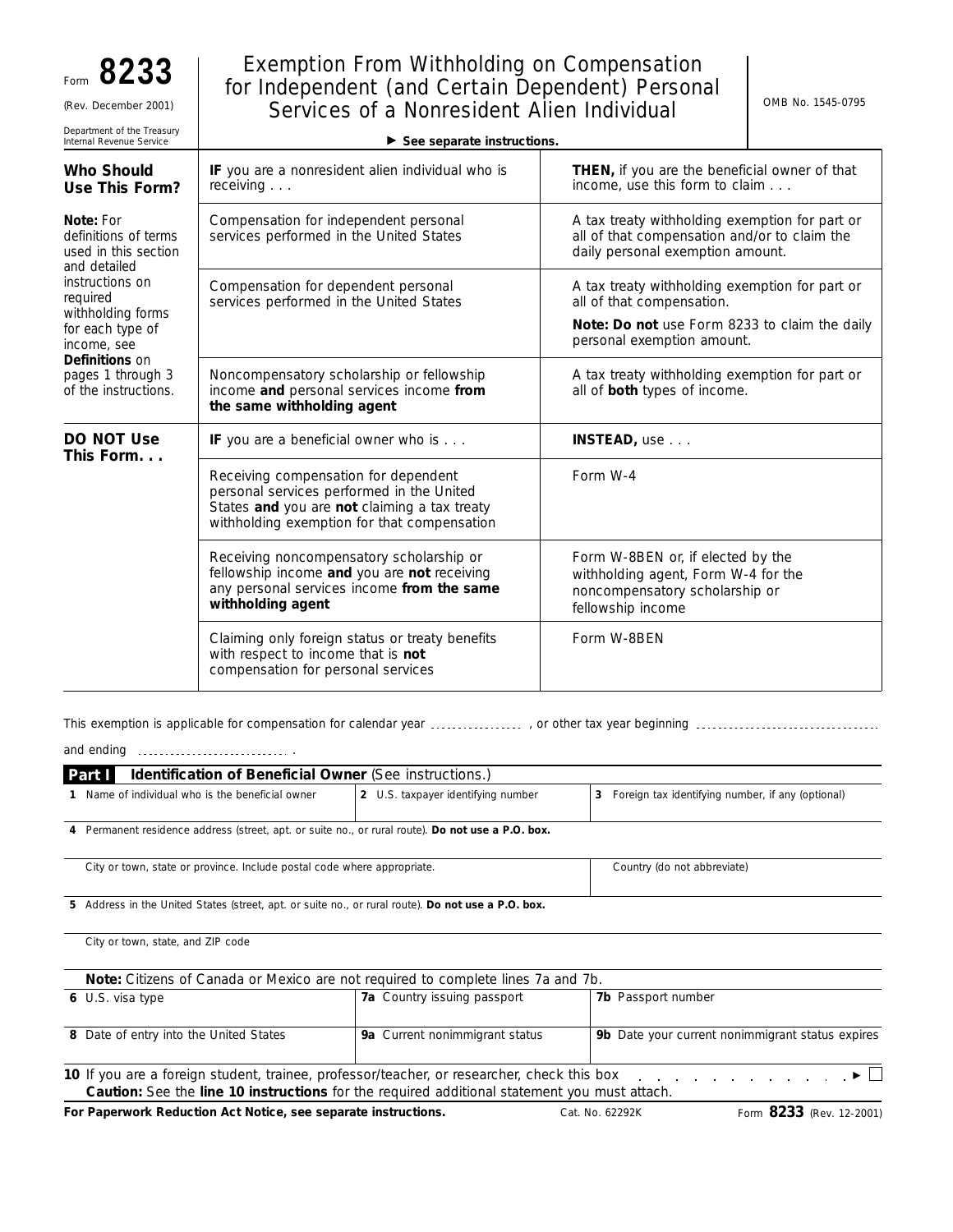Form **8233**

(Rev. December 2001)

Department of the Treasury
Internal Revenue Service

# Exemption From Withholding on Compensation for Independent (and Certain Dependent) Personal Services of a Nonresident Alien Individual

OMB No. 1545-0795

▶ **See separate instructions.**

| | | |
|---|---|---|
| **Who Should Use This Form?** | **IF** you are a nonresident alien individual who is receiving . . . | **THEN,** if you are the beneficial owner of that income, use this form to claim . . . |
| **Note:** For definitions of terms used in this section and detailed instructions on required withholding forms for each type of income, see **Definitions** on pages 1 through 3 of the instructions. | Compensation for independent personal services performed in the United States | A tax treaty withholding exemption for part or all of that compensation and/or to claim the daily personal exemption amount. |
| | Compensation for dependent personal services performed in the United States | A tax treaty withholding exemption for part or all of that compensation. **Note: Do not** use Form 8233 to claim the daily personal exemption amount. |
| | Noncompensatory scholarship or fellowship income **and** personal services income **from the same withholding agent** | A tax treaty withholding exemption for part or all of **both** types of income. |
| **DO NOT Use This Form. . .** | **IF** you are a beneficial owner who is . . . | **INSTEAD,** use . . . |
| | Receiving compensation for dependent personal services performed in the United States **and** you are **not** claiming a tax treaty withholding exemption for that compensation | Form W-4 |
| | Receiving noncompensatory scholarship or fellowship income **and** you are **not** receiving any personal services income **from the same withholding agent** | Form W-8BEN or, if elected by the withholding agent, Form W-4 for the noncompensatory scholarship or fellowship income |
| | Claiming only foreign status or treaty benefits with respect to income that is **not** compensation for personal services | Form W-8BEN |

This exemption is applicable for compensation for calendar year ................ , or other tax year beginning ................................

and ending ............................ .

## Part I Identification of Beneficial Owner (See instructions.)

| | | |
|---|---|---|
| **1** Name of individual who is the beneficial owner | **2** U.S. taxpayer identifying number | **3** Foreign tax identifying number, if any (optional) |

**4** Permanent residence address (street, apt. or suite no., or rural route). **Do not use a P.O. box.**

| | |
|---|---|
| City or town, state or province. Include postal code where appropriate. | Country (do not abbreviate) |

**5** Address in the United States (street, apt. or suite no., or rural route). **Do not use a P.O. box.**

City or town, state, and ZIP code

**Note:** Citizens of Canada or Mexico are not required to complete lines 7a and 7b.

| | | |
|---|---|---|
| **6** U.S. visa type | **7a** Country issuing passport | **7b** Passport number |
| **8** Date of entry into the United States | **9a** Current nonimmigrant status | **9b** Date your current nonimmigrant status expires |

**10** If you are a foreign student, trainee, professor/teacher, or researcher, check this box . . . . . . . . . . . . . ▶ ☐

**Caution:** See the **line 10 instructions** for the required additional statement you must attach.

**For Paperwork Reduction Act Notice, see separate instructions.** Cat. No. 62292K Form **8233** (Rev. 12-2001)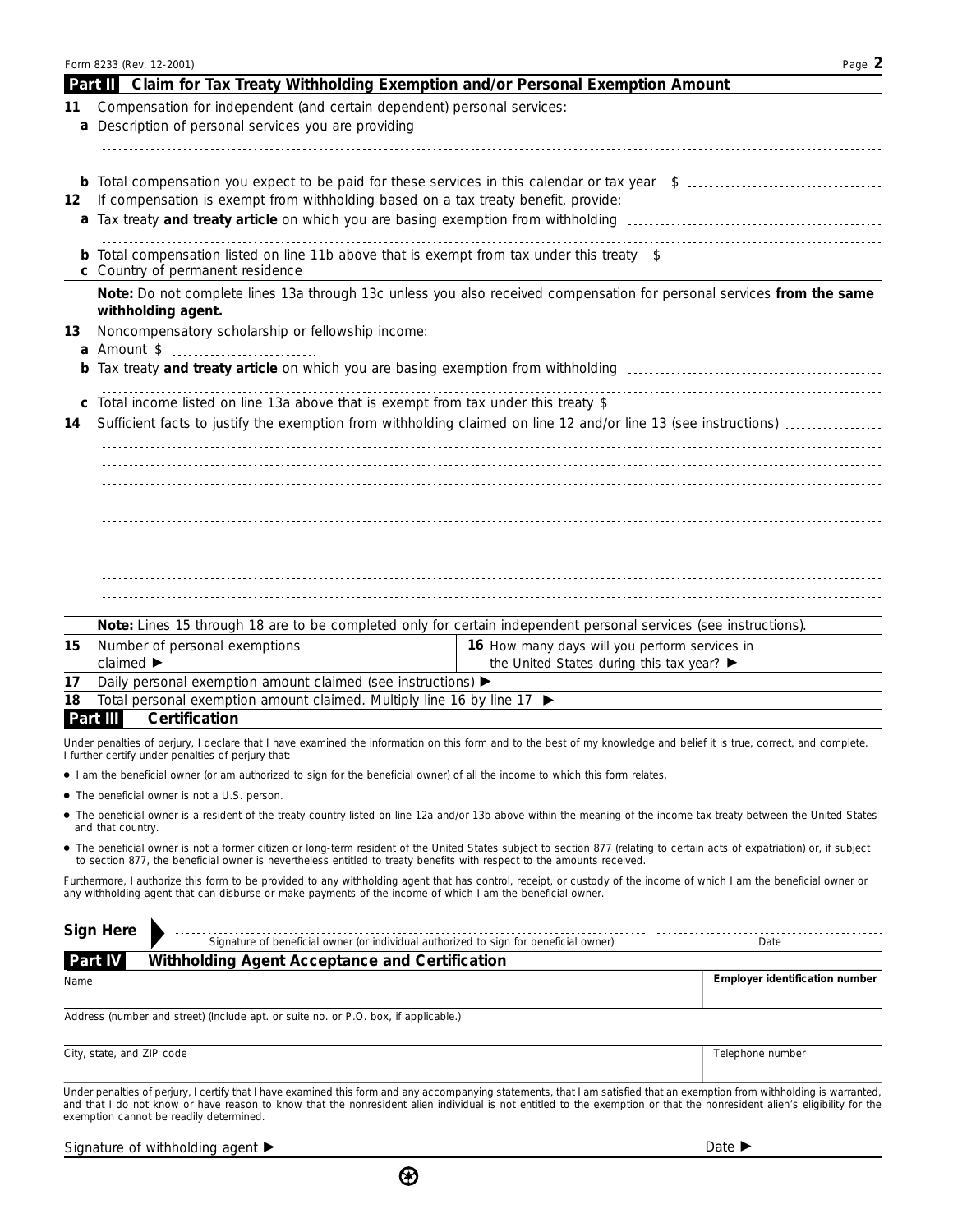Form 8233 (Rev. 12-2001)

## Part II Claim for Tax Treaty Withholding Exemption and/or Personal Exemption Amount

**11** Compensation for independent (and certain dependent) personal services:

**a** Description of personal services you are providing

**b** Total compensation you expect to be paid for these services in this calendar or tax year $

**12** If compensation is exempt from withholding based on a tax treaty benefit, provide:

**a** Tax treaty **and treaty article** on which you are basing exemption from withholding

**b** Total compensation listed on line 11b above that is exempt from tax under this treaty $

**c** Country of permanent residence

**Note:** Do not complete lines 13a through 13c unless you also received compensation for personal services **from the same withholding agent.**

**13** Noncompensatory scholarship or fellowship income:

**a** Amount $

**b** Tax treaty **and treaty article** on which you are basing exemption from withholding

**c** Total income listed on line 13a above that is exempt from tax under this treaty $

**14** Sufficient facts to justify the exemption from withholding claimed on line 12 and/or line 13 (see instructions)

**Note:** Lines 15 through 18 are to be completed only for certain independent personal services (see instructions).

**15** Number of personal exemptions claimed ▶

**16** How many days will you perform services in the United States during this tax year? ▶

**17** Daily personal exemption amount claimed (see instructions) ▶

**18** Total personal exemption amount claimed. Multiply line 16 by line 17 ▶

## Part III Certification

Under penalties of perjury, I declare that I have examined the information on this form and to the best of my knowledge and belief it is true, correct, and complete. I further certify under penalties of perjury that:

- I am the beneficial owner (or am authorized to sign for the beneficial owner) of all the income to which this form relates.
- The beneficial owner is not a U.S. person.
- The beneficial owner is a resident of the treaty country listed on line 12a and/or 13b above within the meaning of the income tax treaty between the United States and that country.
- The beneficial owner is not a former citizen or long-term resident of the United States subject to section 877 (relating to certain acts of expatriation) or, if subject to section 877, the beneficial owner is nevertheless entitled to treaty benefits with respect to the amounts received.

Furthermore, I authorize this form to be provided to any withholding agent that has control, receipt, or custody of the income of which I am the beneficial owner or any withholding agent that can disburse or make payments of the income of which I am the beneficial owner.

**Sign Here** ▶ Signature of beneficial owner (or individual authorized to sign for beneficial owner) | Date

## Part IV Withholding Agent Acceptance and Certification

| Name | **Employer identification number** |
|---|---|
| Address (number and street) (Include apt. or suite no. or P.O. box, if applicable.) | |
| City, state, and ZIP code | Telephone number |

Under penalties of perjury, I certify that I have examined this form and any accompanying statements, that I am satisfied that an exemption from withholding is warranted, and that I do not know or have reason to know that the nonresident alien individual is not entitled to the exemption or that the nonresident alien's eligibility for the exemption cannot be readily determined.

Signature of withholding agent ▶ | Date ▶